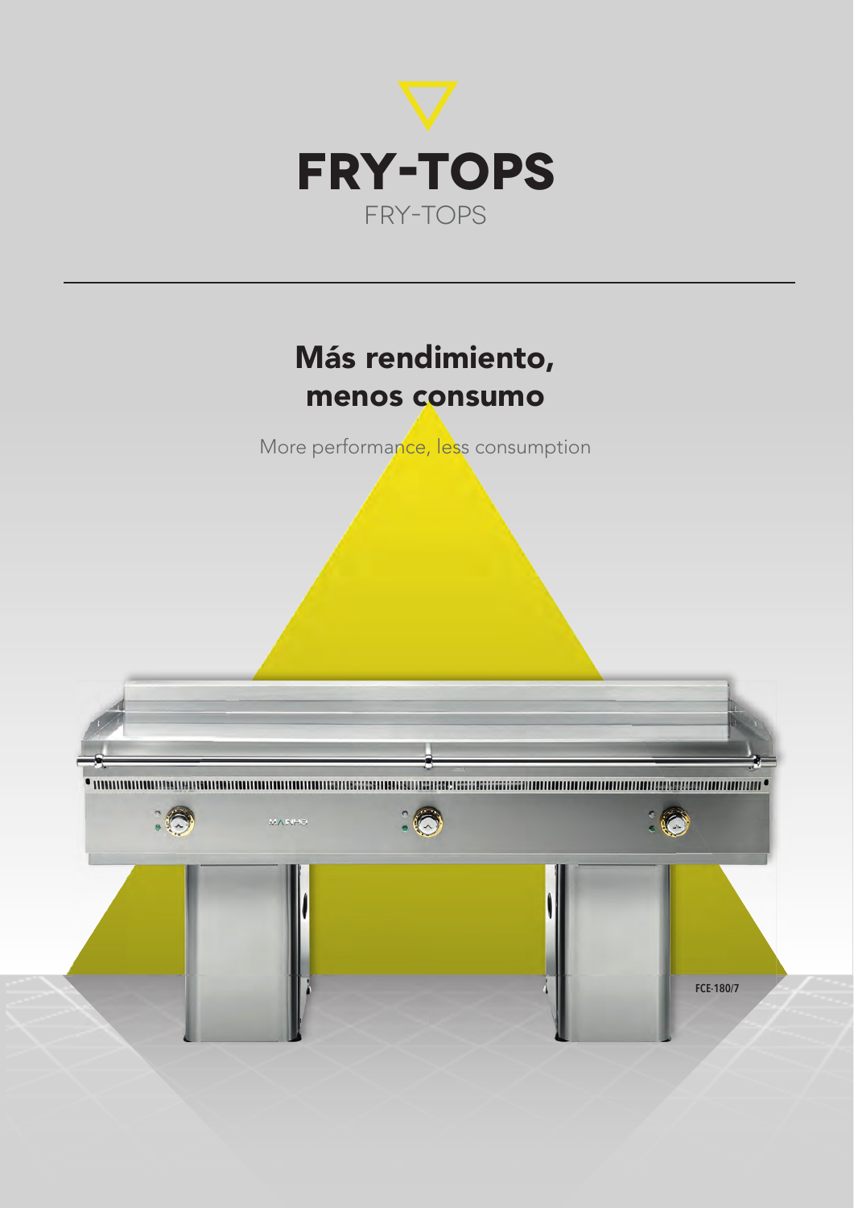# FRY-TOPS

FRY-TOPS

## Más rendimiento, menos consumo

More performance, less consumption

FCE-180/7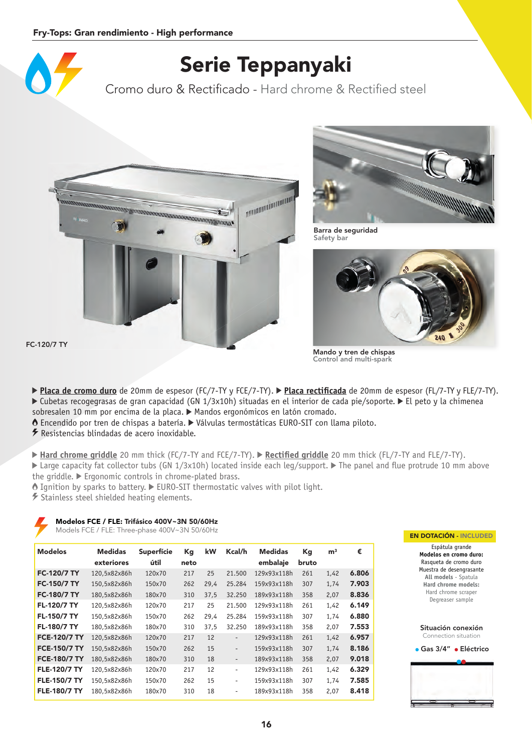Fry-Tops: Gran rendimiento - High performance

# Serie Teppanyaki

Cromo duro & Rectificado - Hard chrome & Rectified steel

FC-120/7 TY

Barra de seguridad
Safety bar

Mando y tren de chispas
Control and multi-spark

▶ **Placa de cromo duro** de 20mm de espesor (FC/7-TY y FCE/7-TY). ▶ **Placa rectificada** de 20mm de espesor (FL/7-TY y FLE/7-TY). ▶ Cubetas recogegrasas de gran capacidad (GN 1/3x10h) situadas en el interior de cada pie/soporte. ▶ El peto y la chimenea sobresalen 10 mm por encima de la placa. ▶ Mandos ergonómicos en latón cromado.
Encendido por tren de chispas a batería. ▶ Válvulas termostáticas EURO-SIT con llama piloto.
Resistencias blindadas de acero inoxidable.

▶ **Hard chrome griddle** 20 mm thick (FC/7-TY and FCE/7-TY). ▶ **Rectified griddle** 20 mm thick (FL/7-TY and FLE/7-TY). ▶ Large capacity fat collector tubs (GN 1/3x10h) located inside each leg/support. ▶ The panel and flue protrude 10 mm above the griddle. ▶ Ergonomic controls in chrome-plated brass.
Ignition by sparks to battery. ▶ EURO-SIT thermostatic valves with pilot light.
Stainless steel shielded heating elements.

**Modelos FCE / FLE: Trifásico 400V~3N 50/60Hz**
Models FCE / FLE: Three-phase 400V~3N 50/60Hz

| Modelos | Medidas exteriores | Superfície útil | Kg neto | kW | Kcal/h | Medidas embalaje | Kg bruto | m³ | € |
|---|---|---|---|---|---|---|---|---|---|
| **FC-120/7 TY** | 120,5x82x86h | 120x70 | 217 | 25 | 21.500 | 129x93x118h | 261 | 1,42 | **6.806** |
| **FC-150/7 TY** | 150,5x82x86h | 150x70 | 262 | 29,4 | 25.284 | 159x93x118h | 307 | 1,74 | **7.903** |
| **FC-180/7 TY** | 180,5x82x86h | 180x70 | 310 | 37,5 | 32.250 | 189x93x118h | 358 | 2,07 | **8.836** |
| **FL-120/7 TY** | 120,5x82x86h | 120x70 | 217 | 25 | 21.500 | 129x93x118h | 261 | 1,42 | **6.149** |
| **FL-150/7 TY** | 150,5x82x86h | 150x70 | 262 | 29,4 | 25.284 | 159x93x118h | 307 | 1,74 | **6.880** |
| **FL-180/7 TY** | 180,5x82x86h | 180x70 | 310 | 37,5 | 32.250 | 189x93x118h | 358 | 2,07 | **7.553** |
| **FCE-120/7 TY** | 120,5x82x86h | 120x70 | 217 | 12 | - | 129x93x118h | 261 | 1,42 | **6.957** |
| **FCE-150/7 TY** | 150,5x82x86h | 150x70 | 262 | 15 | - | 159x93x118h | 307 | 1,74 | **8.186** |
| **FCE-180/7 TY** | 180,5x82x86h | 180x70 | 310 | 18 | - | 189x93x118h | 358 | 2,07 | **9.018** |
| **FLE-120/7 TY** | 120,5x82x86h | 120x70 | 217 | 12 | - | 129x93x118h | 261 | 1,42 | **6.329** |
| **FLE-150/7 TY** | 150,5x82x86h | 150x70 | 262 | 15 | - | 159x93x118h | 307 | 1,74 | **7.585** |
| **FLE-180/7 TY** | 180,5x82x86h | 180x70 | 310 | 18 | - | 189x93x118h | 358 | 2,07 | **8.418** |

**EN DOTACIÓN - INCLUDED**

Espátula grande
**Modelos en cromo duro:**
Rasqueta de cromo duro
Muestra de desengrasante
**All models** - Spatula
**Hard chrome models:**
Hard chrome scraper
Degreaser sample

**Situación conexión**
Connection situation

• Gas 3/4" • Eléctrico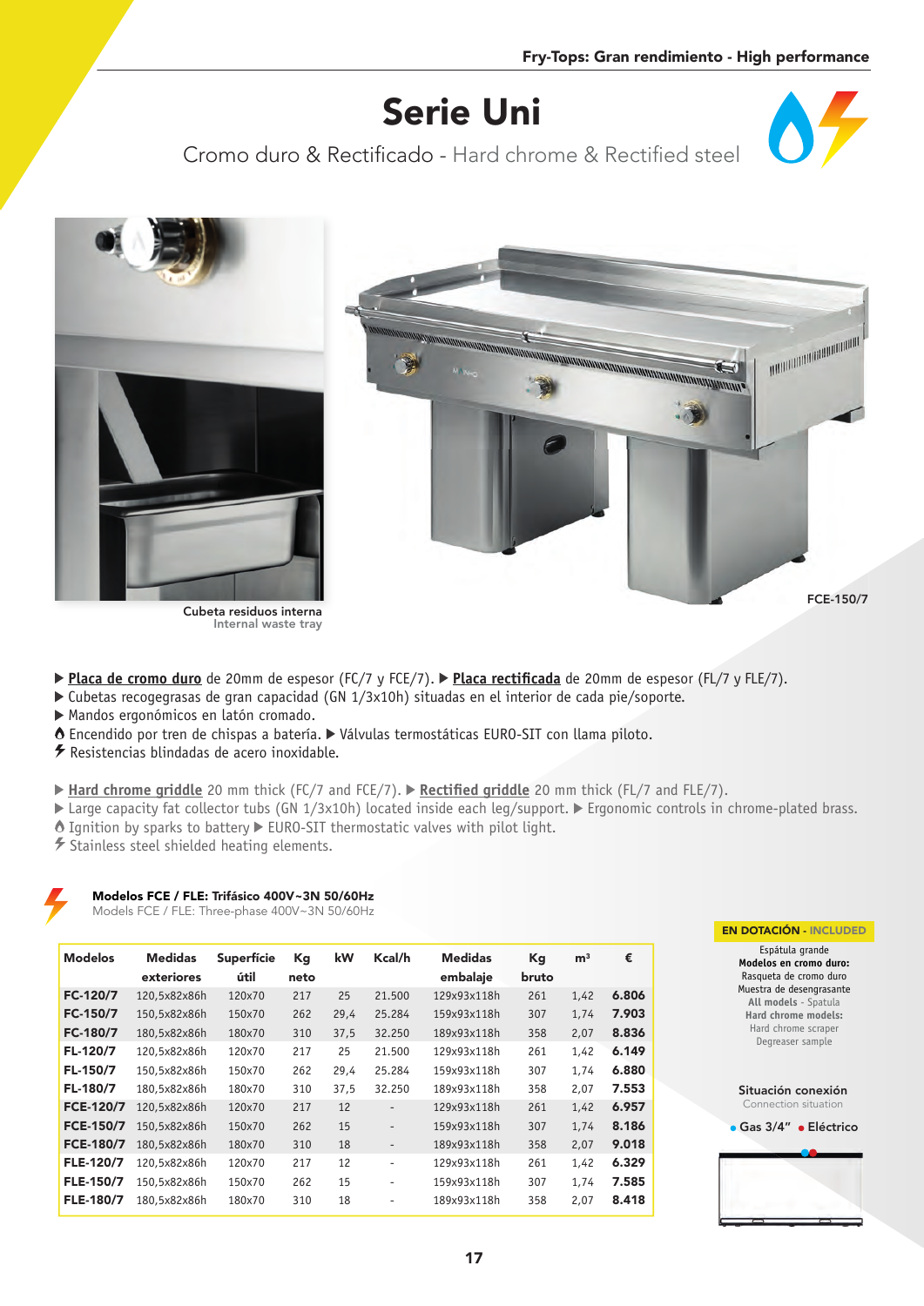# Serie Uni

## Cromo duro & Rectificado - Hard chrome & Rectified steel

Cubeta residuos interna
Internal waste tray

FCE-150/7

▶ **Placa de cromo duro** de 20mm de espesor (FC/7 y FCE/7). ▶ **Placa rectificada** de 20mm de espesor (FL/7 y FLE/7).
▶ Cubetas recogegrasas de gran capacidad (GN 1/3x10h) situadas en el interior de cada pie/soporte.
▶ Mandos ergonómicos en latón cromado.
Encendido por tren de chispas a batería. ▶ Válvulas termostáticas EURO-SIT con llama piloto.
Resistencias blindadas de acero inoxidable.

▶ **Hard chrome griddle** 20 mm thick (FC/7 and FCE/7). ▶ **Rectified griddle** 20 mm thick (FL/7 and FLE/7).
▶ Large capacity fat collector tubs (GN 1/3x10h) located inside each leg/support. ▶ Ergonomic controls in chrome-plated brass.
Ignition by sparks to battery ▶ EURO-SIT thermostatic valves with pilot light.
Stainless steel shielded heating elements.

**Modelos FCE / FLE: Trifásico 400V~3N 50/60Hz**
Models FCE / FLE: Three-phase 400V~3N 50/60Hz

| Modelos | Medidas exteriores | Superfície útil | Kg neto | kW | Kcal/h | Medidas embalaje | Kg bruto | m³ | € |
|---|---|---|---|---|---|---|---|---|---|
| **FC-120/7** | 120,5x82x86h | 120x70 | 217 | 25 | 21.500 | 129x93x118h | 261 | 1,42 | **6.806** |
| **FC-150/7** | 150,5x82x86h | 150x70 | 262 | 29,4 | 25.284 | 159x93x118h | 307 | 1,74 | **7.903** |
| **FC-180/7** | 180,5x82x86h | 180x70 | 310 | 37,5 | 32.250 | 189x93x118h | 358 | 2,07 | **8.836** |
| **FL-120/7** | 120,5x82x86h | 120x70 | 217 | 25 | 21.500 | 129x93x118h | 261 | 1,42 | **6.149** |
| **FL-150/7** | 150,5x82x86h | 150x70 | 262 | 29,4 | 25.284 | 159x93x118h | 307 | 1,74 | **6.880** |
| **FL-180/7** | 180,5x82x86h | 180x70 | 310 | 37,5 | 32.250 | 189x93x118h | 358 | 2,07 | **7.553** |
| **FCE-120/7** | 120,5x82x86h | 120x70 | 217 | 12 | - | 129x93x118h | 261 | 1,42 | **6.957** |
| **FCE-150/7** | 150,5x82x86h | 150x70 | 262 | 15 | - | 159x93x118h | 307 | 1,74 | **8.186** |
| **FCE-180/7** | 180,5x82x86h | 180x70 | 310 | 18 | - | 189x93x118h | 358 | 2,07 | **9.018** |
| **FLE-120/7** | 120,5x82x86h | 120x70 | 217 | 12 | - | 129x93x118h | 261 | 1,42 | **6.329** |
| **FLE-150/7** | 150,5x82x86h | 150x70 | 262 | 15 | - | 159x93x118h | 307 | 1,74 | **7.585** |
| **FLE-180/7** | 180,5x82x86h | 180x70 | 310 | 18 | - | 189x93x118h | 358 | 2,07 | **8.418** |

**EN DOTACIÓN - INCLUDED**

Espátula grande
**Modelos en cromo duro:**
Rasqueta de cromo duro
Muestra de desengrasante
**All models** - Spatula
**Hard chrome models:**
Hard chrome scraper
Degreaser sample

**Situación conexión**
Connection situation

● Gas 3/4" ● Eléctrico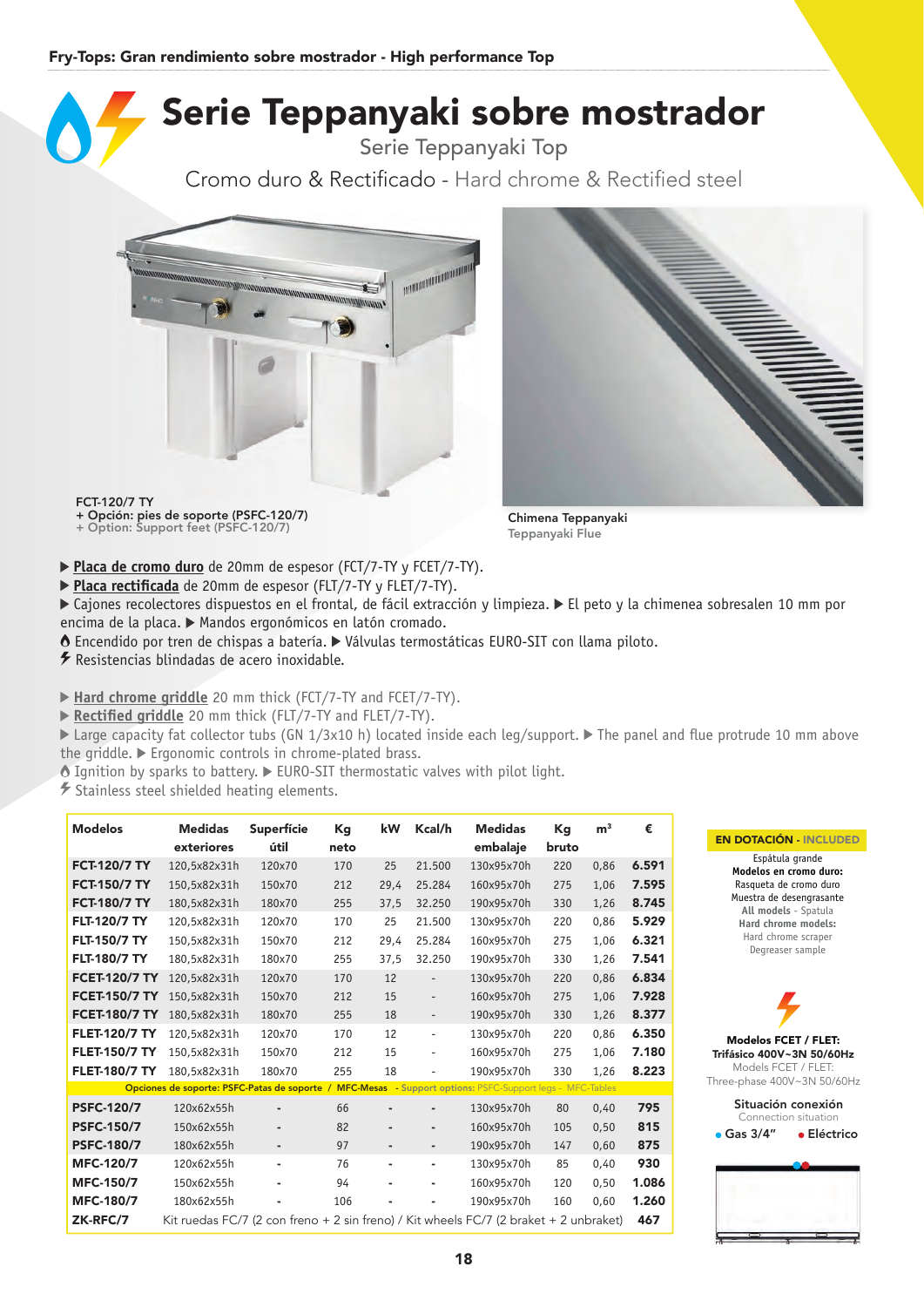Fry-Tops: Gran rendimiento sobre mostrador - High performance Top

# Serie Teppanyaki sobre mostrador

## Serie Teppanyaki Top

### Cromo duro & Rectificado - Hard chrome & Rectified steel

FCT-120/7 TY
+ Opción: pies de soporte (PSFC-120/7)
+ Option: Support feet (PSFC-120/7)

Chimena Teppanyaki
Teppanyaki Flue

▶ **Placa de cromo duro** de 20mm de espesor (FCT/7-TY y FCET/7-TY).
▶ **Placa rectificada** de 20mm de espesor (FLT/7-TY y FLET/7-TY).
▶ Cajones recolectores dispuestos en el frontal, de fácil extracción y limpieza. ▶ El peto y la chimenea sobresalen 10 mm por encima de la placa. ▶ Mandos ergonómicos en latón cromado.
Encendido por tren de chispas a batería. ▶ Válvulas termostáticas EURO-SIT con llama piloto.
Resistencias blindadas de acero inoxidable.

▶ **Hard chrome griddle** 20 mm thick (FCT/7-TY and FCET/7-TY).
▶ **Rectified griddle** 20 mm thick (FLT/7-TY and FLET/7-TY).
▶ Large capacity fat collector tubs (GN 1/3x10 h) located inside each leg/support. ▶ The panel and flue protrude 10 mm above the griddle. ▶ Ergonomic controls in chrome-plated brass.
Ignition by sparks to battery. ▶ EURO-SIT thermostatic valves with pilot light.
Stainless steel shielded heating elements.

| Modelos | Medidas exteriores | Superficie útil | Kg neto | kW | Kcal/h | Medidas embalaje | Kg bruto | m³ | € |
|---|---|---|---|---|---|---|---|---|---|
| **FCT-120/7 TY** | 120,5x82x31h | 120x70 | 170 | 25 | 21.500 | 130x95x70h | 220 | 0,86 | **6.591** |
| **FCT-150/7 TY** | 150,5x82x31h | 150x70 | 212 | 29,4 | 25.284 | 160x95x70h | 275 | 1,06 | **7.595** |
| **FCT-180/7 TY** | 180,5x82x31h | 180x70 | 255 | 37,5 | 32.250 | 190x95x70h | 330 | 1,26 | **8.745** |
| **FLT-120/7 TY** | 120,5x82x31h | 120x70 | 170 | 25 | 21.500 | 130x95x70h | 220 | 0,86 | **5.929** |
| **FLT-150/7 TY** | 150,5x82x31h | 150x70 | 212 | 29,4 | 25.284 | 160x95x70h | 275 | 1,06 | **6.321** |
| **FLT-180/7 TY** | 180,5x82x31h | 180x70 | 255 | 37,5 | 32.250 | 190x95x70h | 330 | 1,26 | **7.541** |
| **FCET-120/7 TY** | 120,5x82x31h | 120x70 | 170 | 12 | - | 130x95x70h | 220 | 0,86 | **6.834** |
| **FCET-150/7 TY** | 150,5x82x31h | 150x70 | 212 | 15 | - | 160x95x70h | 275 | 1,06 | **7.928** |
| **FCET-180/7 TY** | 180,5x82x31h | 180x70 | 255 | 18 | - | 190x95x70h | 330 | 1,26 | **8.377** |
| **FLET-120/7 TY** | 120,5x82x31h | 120x70 | 170 | 12 | - | 130x95x70h | 220 | 0,86 | **6.350** |
| **FLET-150/7 TY** | 150,5x82x31h | 150x70 | 212 | 15 | - | 160x95x70h | 275 | 1,06 | **7.180** |
| **FLET-180/7 TY** | 180,5x82x31h | 180x70 | 255 | 18 | - | 190x95x70h | 330 | 1,26 | **8.223** |
| Opciones de soporte: PSFC-Patas de soporte / MFC-Mesas - Support options: PSFC-Support legs - MFC-Tables | | | | | | | | | |
| **PSFC-120/7** | 120x62x55h | - | 66 | - | - | 130x95x70h | 80 | 0,40 | **795** |
| **PSFC-150/7** | 150x62x55h | - | 82 | - | - | 160x95x70h | 105 | 0,50 | **815** |
| **PSFC-180/7** | 180x62x55h | - | 97 | - | - | 190x95x70h | 147 | 0,60 | **875** |
| **MFC-120/7** | 120x62x55h | - | 76 | - | - | 130x95x70h | 85 | 0,40 | **930** |
| **MFC-150/7** | 150x62x55h | - | 94 | - | - | 160x95x70h | 120 | 0,50 | **1.086** |
| **MFC-180/7** | 180x62x55h | - | 106 | - | - | 190x95x70h | 160 | 0,60 | **1.260** |
| **ZK-RFC/7** | Kit ruedas FC/7 (2 con freno + 2 sin freno) / Kit wheels FC/7 (2 braket + 2 unbraket) | | | | | | | | **467** |

**EN DOTACIÓN - INCLUDED**
Espátula grande
**Modelos en cromo duro:**
Rasqueta de cromo duro
Muestra de desengrasante
**All models** - Spatula
**Hard chrome models:**
Hard chrome scraper
Degreaser sample

**Modelos FCET / FLET:**
**Trifásico 400V~3N 50/60Hz**
Models FCET / FLET:
Three-phase 400V~3N 50/60Hz

**Situación conexión**
Connection situation
● Gas 3/4" ● Eléctrico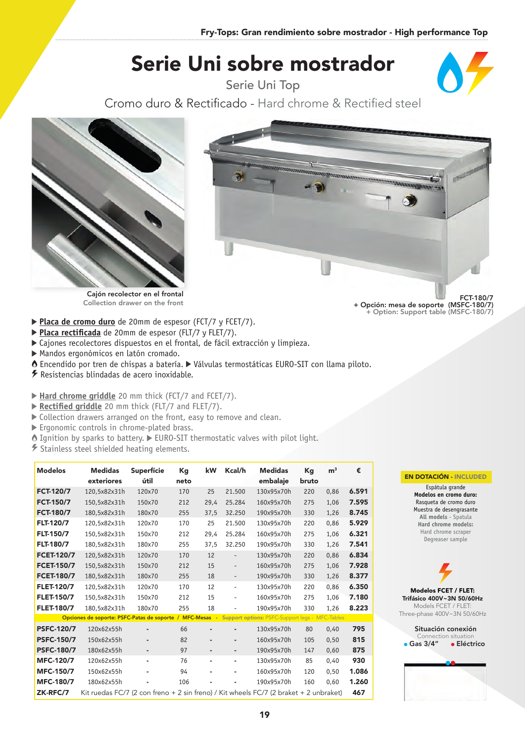# Serie Uni sobre mostrador

## Serie Uni Top

### Cromo duro & Rectificado - Hard chrome & Rectified steel

Cajón recolector en el frontal
Collection drawer on the front

FCT-180/7
+ Opción: mesa de soporte (MSFC-180/7)
+ Option: Support table (MSFC-180/7)

- ▶ **Placa de cromo duro** de 20mm de espesor (FCT/7 y FCET/7).
- ▶ **Placa rectificada** de 20mm de espesor (FLT/7 y FLET/7).
- ▶ Cajones recolectores dispuestos en el frontal, de fácil extracción y limpieza.
- ▶ Mandos ergonómicos en latón cromado.
- Encendido por tren de chispas a batería. ▶ Válvulas termostáticas EURO-SIT con llama piloto.
- Resistencias blindadas de acero inoxidable.

- ▶ **Hard chrome griddle** 20 mm thick (FCT/7 and FCET/7).
- ▶ **Rectified griddle** 20 mm thick (FLT/7 and FLET/7).
- ▶ Collection drawers arranged on the front, easy to remove and clean.
- ▶ Ergonomic controls in chrome-plated brass.
- Ignition by sparks to battery. ▶ EURO-SIT thermostatic valves with pilot light.
- Stainless steel shielded heating elements.

| Modelos | Medidas exteriores | Superfície útil | Kg neto | kW | Kcal/h | Medidas embalaje | Kg bruto | m³ | € |
|---|---|---|---|---|---|---|---|---|---|
| **FCT-120/7** | 120,5x82x31h | 120x70 | 170 | 25 | 21.500 | 130x95x70h | 220 | 0,86 | **6.591** |
| **FCT-150/7** | 150,5x82x31h | 150x70 | 212 | 29,4 | 25.284 | 160x95x70h | 275 | 1,06 | **7.595** |
| **FCT-180/7** | 180,5x82x31h | 180x70 | 255 | 37,5 | 32.250 | 190x95x70h | 330 | 1,26 | **8.745** |
| **FLT-120/7** | 120,5x82x31h | 120x70 | 170 | 25 | 21.500 | 130x95x70h | 220 | 0,86 | **5.929** |
| **FLT-150/7** | 150,5x82x31h | 150x70 | 212 | 29,4 | 25.284 | 160x95x70h | 275 | 1,06 | **6.321** |
| **FLT-180/7** | 180,5x82x31h | 180x70 | 255 | 37,5 | 32.250 | 190x95x70h | 330 | 1,26 | **7.541** |
| **FCET-120/7** | 120,5x82x31h | 120x70 | 170 | 12 | - | 130x95x70h | 220 | 0,86 | **6.834** |
| **FCET-150/7** | 150,5x82x31h | 150x70 | 212 | 15 | - | 160x95x70h | 275 | 1,06 | **7.928** |
| **FCET-180/7** | 180,5x82x31h | 180x70 | 255 | 18 | - | 190x95x70h | 330 | 1,26 | **8.377** |
| **FLET-120/7** | 120,5x82x31h | 120x70 | 170 | 12 | - | 130x95x70h | 220 | 0,86 | **6.350** |
| **FLET-150/7** | 150,5x82x31h | 150x70 | 212 | 15 | - | 160x95x70h | 275 | 1,06 | **7.180** |
| **FLET-180/7** | 180,5x82x31h | 180x70 | 255 | 18 | - | 190x95x70h | 330 | 1,26 | **8.223** |
| Opciones de soporte: PSFC-Patas de soporte / MFC-Mesas - Support options: PSFC-Support legs - MFC-Tables | | | | | | | | | |
| **PSFC-120/7** | 120x62x55h | - | 66 | - | - | 130x95x70h | 80 | 0,40 | **795** |
| **PSFC-150/7** | 150x62x55h | - | 82 | - | - | 160x95x70h | 105 | 0,50 | **815** |
| **PSFC-180/7** | 180x62x55h | - | 97 | - | - | 190x95x70h | 147 | 0,60 | **875** |
| **MFC-120/7** | 120x62x55h | - | 76 | - | - | 130x95x70h | 85 | 0,40 | **930** |
| **MFC-150/7** | 150x62x55h | - | 94 | - | - | 160x95x70h | 120 | 0,50 | **1.086** |
| **MFC-180/7** | 180x62x55h | - | 106 | - | - | 190x95x70h | 160 | 0,60 | **1.260** |
| **ZK-RFC/7** | Kit ruedas FC/7 (2 con freno + 2 sin freno) / Kit wheels FC/7 (2 braket + 2 unbraket) | | | | | | | | **467** |

**EN DOTACIÓN - INCLUDED**

Espátula grande
**Modelos en cromo duro:**
Rasqueta de cromo duro
Muestra de desengrasante
**All models** - Spatula
**Hard chrome models:**
Hard chrome scraper
Degreaser sample

**Modelos FCET / FLET:**
**Trifásico 400V~3N 50/60Hz**
Models FCET / FLET:
Three-phase 400V~3N 50/60Hz

**Situación conexión**
Connection situation
• Gas 3/4" • Eléctrico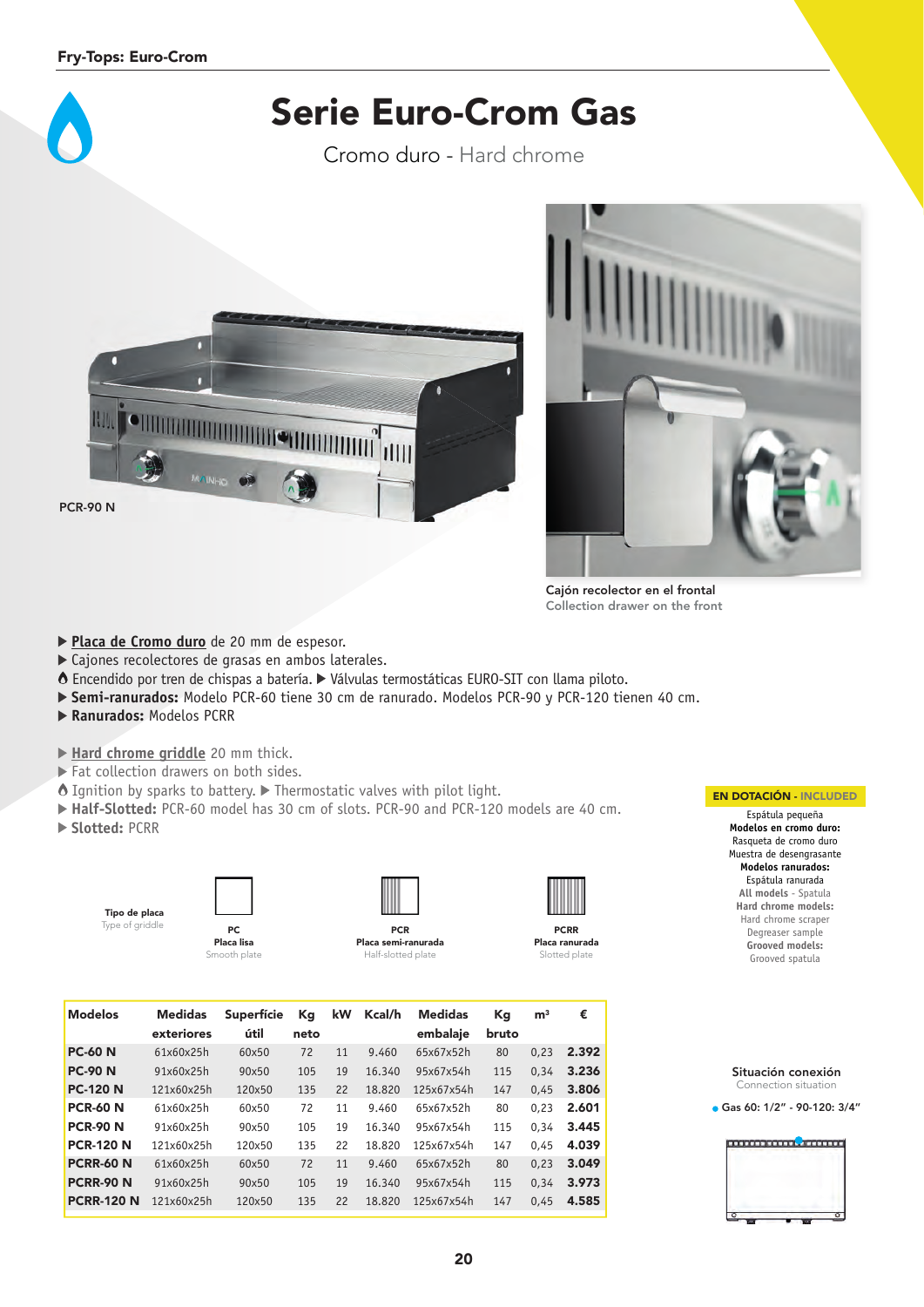Fry-Tops: Euro-Crom

# Serie Euro-Crom Gas

Cromo duro - Hard chrome

PCR-90 N

Cajón recolector en el frontal
Collection drawer on the front

- **Placa de Cromo duro** de 20 mm de espesor.
- Cajones recolectores de grasas en ambos laterales.
- Encendido por tren de chispas a batería. ▶ Válvulas termostáticas EURO-SIT con llama piloto.
- **Semi-ranurados:** Modelo PCR-60 tiene 30 cm de ranurado. Modelos PCR-90 y PCR-120 tienen 40 cm.
- **Ranurados:** Modelos PCRR

- **Hard chrome griddle** 20 mm thick.
- Fat collection drawers on both sides.
- Ignition by sparks to battery. ▶ Thermostatic valves with pilot light.
- **Half-Slotted:** PCR-60 model has 30 cm of slots. PCR-90 and PCR-120 models are 40 cm.
- **Slotted:** PCRR

**EN DOTACIÓN - INCLUDED**

Espátula pequeña
**Modelos en cromo duro:**
Rasqueta de cromo duro
Muestra de desengrasante
**Modelos ranurados:**
Espátula ranurada
**All models** - Spatula
**Hard chrome models:**
Hard chrome scraper
Degreaser sample
**Grooved models:**
Grooved spatula

**Tipo de placa**
Type of griddle

| PC | PCR | PCRR |
|---|---|---|
| Placa lisa | Placa semi-ranurada | Placa ranurada |
| Smooth plate | Half-slotted plate | Slotted plate |

| Modelos | Medidas exteriores | Superficie útil | Kg neto | kW | Kcal/h | Medidas embalaje | Kg bruto | m³ | € |
|---|---|---|---|---|---|---|---|---|---|
| **PC-60 N** | 61x60x25h | 60x50 | 72 | 11 | 9.460 | 65x67x52h | 80 | 0,23 | **2.392** |
| **PC-90 N** | 91x60x25h | 90x50 | 105 | 19 | 16.340 | 95x67x54h | 115 | 0,34 | **3.236** |
| **PC-120 N** | 121x60x25h | 120x50 | 135 | 22 | 18.820 | 125x67x54h | 147 | 0,45 | **3.806** |
| **PCR-60 N** | 61x60x25h | 60x50 | 72 | 11 | 9.460 | 65x67x52h | 80 | 0,23 | **2.601** |
| **PCR-90 N** | 91x60x25h | 90x50 | 105 | 19 | 16.340 | 95x67x54h | 115 | 0,34 | **3.445** |
| **PCR-120 N** | 121x60x25h | 120x50 | 135 | 22 | 18.820 | 125x67x54h | 147 | 0,45 | **4.039** |
| **PCRR-60 N** | 61x60x25h | 60x50 | 72 | 11 | 9.460 | 65x67x52h | 80 | 0,23 | **3.049** |
| **PCRR-90 N** | 91x60x25h | 90x50 | 105 | 19 | 16.340 | 95x67x54h | 115 | 0,34 | **3.973** |
| **PCRR-120 N** | 121x60x25h | 120x50 | 135 | 22 | 18.820 | 125x67x54h | 147 | 0,45 | **4.585** |

**Situación conexión**
Connection situation

- Gas 60: 1/2" - 90-120: 3/4"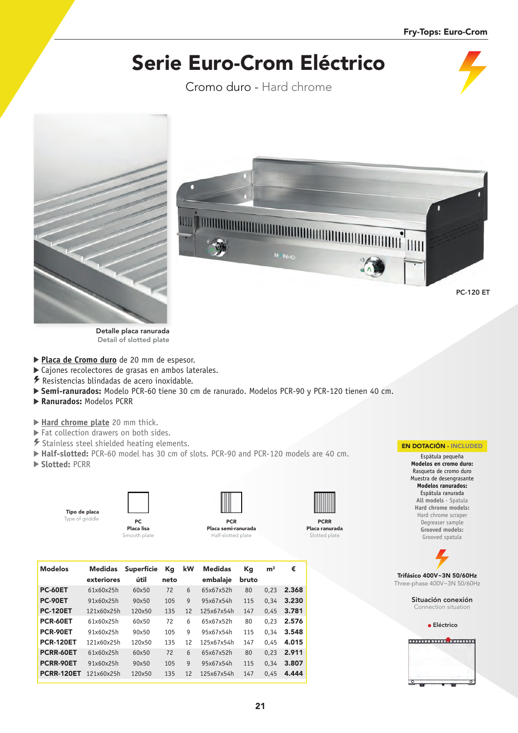# Serie Euro-Crom Eléctrico

Cromo duro - Hard chrome

PC-120 ET

Detalle placa ranurada
Detail of slotted plate

- **Placa de Cromo duro** de 20 mm de espesor.
- Cajones recolectores de grasas en ambos laterales.
- Resistencias blindadas de acero inoxidable.
- **Semi-ranurados:** Modelo PCR-60 tiene 30 cm de ranurado. Modelos PCR-90 y PCR-120 tienen 40 cm.
- **Ranurados:** Modelos PCRR

- **Hard chrome plate** 20 mm thick.
- Fat collection drawers on both sides.
- Stainless steel shielded heating elements.
- **Half-slotted:** PCR-60 model has 30 cm of slots. PCR-90 and PCR-120 models are 40 cm.
- **Slotted:** PCRR

Tipo de placa
Type of griddle

| PC | PCR | PCRR |
|---|---|---|
| Placa lisa<br>Smooth plate | Placa semi-ranurada<br>Half-slotted plate | Placa ranurada<br>Slotted plate |

**EN DOTACIÓN - INCLUDED**

Espátula pequeña
**Modelos en cromo duro:**
Rasqueta de cromo duro
Muestra de desengrasante
**Modelos ranurados:**
Espátula ranurada
**All models** - Spatula
**Hard chrome models:**
Hard chrome scraper
Degreaser sample
**Grooved models:**
Grooved spatula

**Trifásico 400V~3N 50/60Hz**
Three-phase 400V~3N 50/60Hz

**Situación conexión**
Connection situation

- Eléctrico

| Modelos | Medidas exteriores | Superfície útil | Kg neto | kW | Medidas embalaje | Kg bruto | m³ | € |
|---|---|---|---|---|---|---|---|---|
| **PC-60ET** | 61x60x25h | 60x50 | 72 | 6 | 65x67x52h | 80 | 0,23 | **2.368** |
| **PC-90ET** | 91x60x25h | 90x50 | 105 | 9 | 95x67x54h | 115 | 0,34 | **3.230** |
| **PC-120ET** | 121x60x25h | 120x50 | 135 | 12 | 125x67x54h | 147 | 0,45 | **3.781** |
| **PCR-60ET** | 61x60x25h | 60x50 | 72 | 6 | 65x67x52h | 80 | 0,23 | **2.576** |
| **PCR-90ET** | 91x60x25h | 90x50 | 105 | 9 | 95x67x54h | 115 | 0,34 | **3.548** |
| **PCR-120ET** | 121x60x25h | 120x50 | 135 | 12 | 125x67x54h | 147 | 0,45 | **4.015** |
| **PCRR-60ET** | 61x60x25h | 60x50 | 72 | 6 | 65x67x52h | 80 | 0,23 | **2.911** |
| **PCRR-90ET** | 91x60x25h | 90x50 | 105 | 9 | 95x67x54h | 115 | 0,34 | **3.807** |
| **PCRR-120ET** | 121x60x25h | 120x50 | 135 | 12 | 125x67x54h | 147 | 0,45 | **4.444** |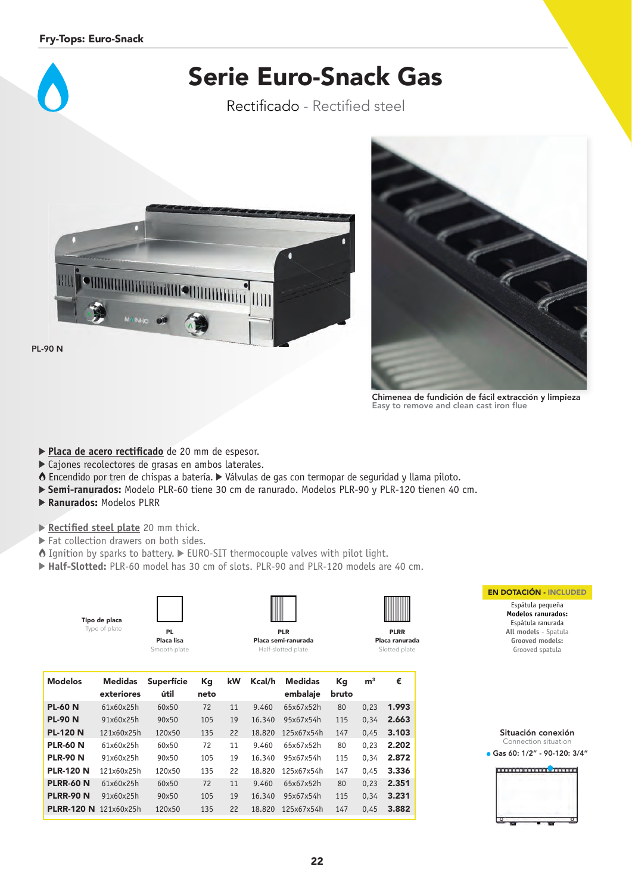# Serie Euro-Snack Gas

Rectificado - Rectified steel

PL-90 N

Chimenea de fundición de fácil extracción y limpieza
Easy to remove and clean cast iron flue

- **Placa de acero rectificado** de 20 mm de espesor.
- Cajones recolectores de grasas en ambos laterales.
- Encendido por tren de chispas a batería. ▶ Válvulas de gas con termopar de seguridad y llama piloto.
- **Semi-ranurados:** Modelo PLR-60 tiene 30 cm de ranurado. Modelos PLR-90 y PLR-120 tienen 40 cm.
- **Ranurados:** Modelos PLRR

- **Rectified steel plate** 20 mm thick.
- Fat collection drawers on both sides.
- Ignition by sparks to battery. ▶ EURO-SIT thermocouple valves with pilot light.
- **Half-Slotted:** PLR-60 model has 30 cm of slots. PLR-90 and PLR-120 models are 40 cm.

**Tipo de placa** / Type of plate

- **PL** – Placa lisa / Smooth plate
- **PLR** – Placa semi-ranurada / Half-slotted plate
- **PLRR** – Placa ranurada / Slotted plate

**EN DOTACIÓN - INCLUDED**

Espátula pequeña
**Modelos ranurados:**
Espátula ranurada
**All models** - Spatula
**Grooved models:**
Grooved spatula

| Modelos | Medidas exteriores | Superficie útil | Kg neto | kW | Kcal/h | Medidas embalaje | Kg bruto | m³ | € |
|---|---|---|---|---|---|---|---|---|---|
| **PL-60 N** | 61x60x25h | 60x50 | 72 | 11 | 9.460 | 65x67x52h | 80 | 0,23 | **1.993** |
| **PL-90 N** | 91x60x25h | 90x50 | 105 | 19 | 16.340 | 95x67x54h | 115 | 0,34 | **2.663** |
| **PL-120 N** | 121x60x25h | 120x50 | 135 | 22 | 18.820 | 125x67x54h | 147 | 0,45 | **3.103** |
| **PLR-60 N** | 61x60x25h | 60x50 | 72 | 11 | 9.460 | 65x67x52h | 80 | 0,23 | **2.202** |
| **PLR-90 N** | 91x60x25h | 90x50 | 105 | 19 | 16.340 | 95x67x54h | 115 | 0,34 | **2.872** |
| **PLR-120 N** | 121x60x25h | 120x50 | 135 | 22 | 18.820 | 125x67x54h | 147 | 0,45 | **3.336** |
| **PLRR-60 N** | 61x60x25h | 60x50 | 72 | 11 | 9.460 | 65x67x52h | 80 | 0,23 | **2.351** |
| **PLRR-90 N** | 91x60x25h | 90x50 | 105 | 19 | 16.340 | 95x67x54h | 115 | 0,34 | **3.231** |
| **PLRR-120 N** | 121x60x25h | 120x50 | 135 | 22 | 18.820 | 125x67x54h | 147 | 0,45 | **3.882** |

**Situación conexión**
Connection situation

- Gas 60: 1/2" - 90-120: 3/4"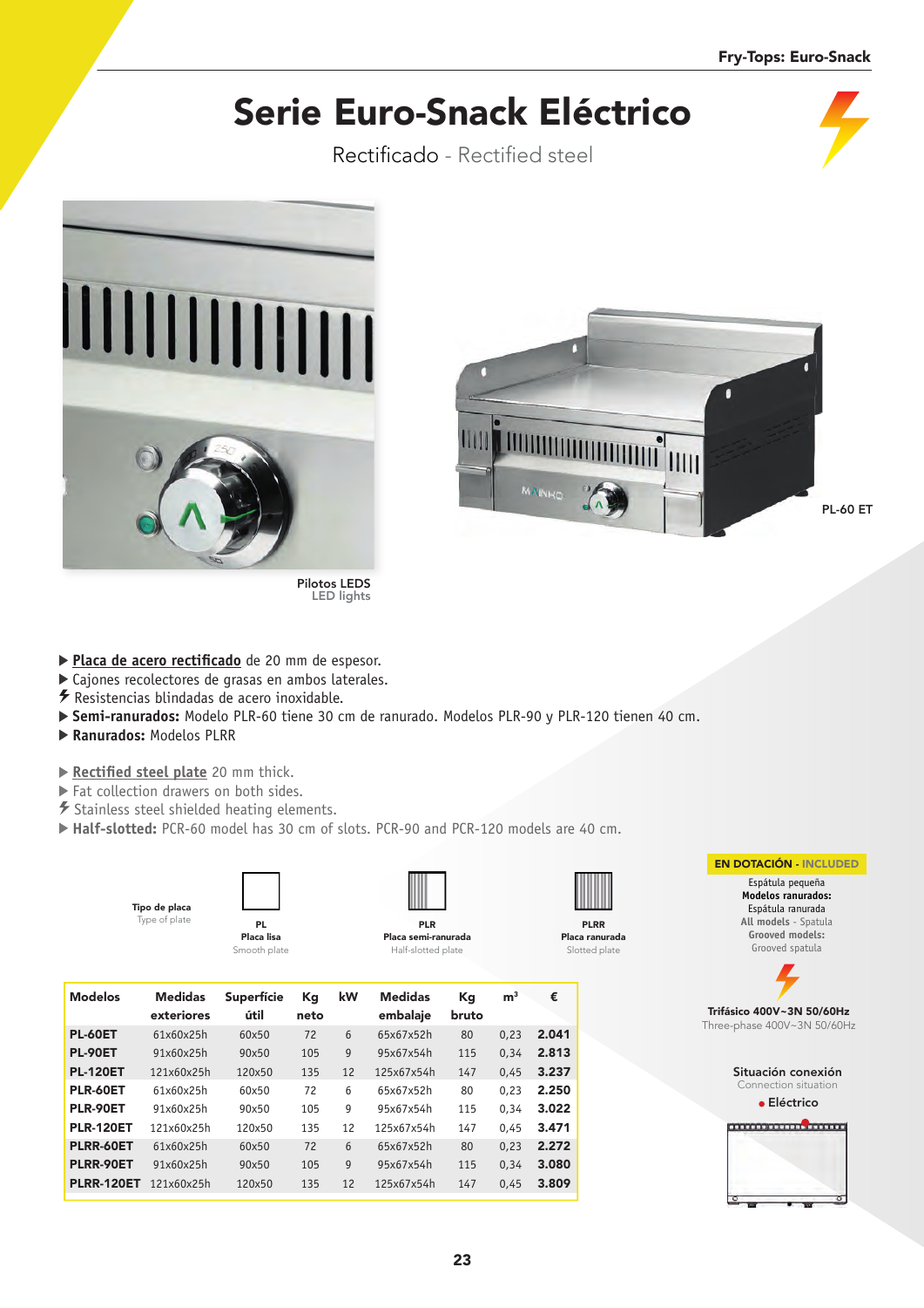# Serie Euro-Snack Eléctrico

Rectificado - Rectified steel

PL-60 ET

Pilotos LEDS
LED lights

- ▶ **Placa de acero rectificado** de 20 mm de espesor.
- ▶ Cajones recolectores de grasas en ambos laterales.
- ⚡ Resistencias blindadas de acero inoxidable.
- ▶ **Semi-ranurados:** Modelo PLR-60 tiene 30 cm de ranurado. Modelos PLR-90 y PLR-120 tienen 40 cm.
- ▶ **Ranurados:** Modelos PLRR

- ▶ **Rectified steel plate** 20 mm thick.
- ▶ Fat collection drawers on both sides.
- ⚡ Stainless steel shielded heating elements.
- ▶ **Half-slotted:** PCR-60 model has 30 cm of slots. PCR-90 and PCR-120 models are 40 cm.

**Tipo de placa**
Type of plate

| PL | PLR | PLRR |
|---|---|---|
| Placa lisa | Placa semi-ranurada | Placa ranurada |
| Smooth plate | Half-slotted plate | Slotted plate |

| Modelos | Medidas exteriores | Superficie útil | Kg neto | kW | Medidas embalaje | Kg bruto | m³ | € |
|---|---|---|---|---|---|---|---|---|
| **PL-60ET** | 61x60x25h | 60x50 | 72 | 6 | 65x67x52h | 80 | 0,23 | **2.041** |
| **PL-90ET** | 91x60x25h | 90x50 | 105 | 9 | 95x67x54h | 115 | 0,34 | **2.813** |
| **PL-120ET** | 121x60x25h | 120x50 | 135 | 12 | 125x67x54h | 147 | 0,45 | **3.237** |
| **PLR-60ET** | 61x60x25h | 60x50 | 72 | 6 | 65x67x52h | 80 | 0,23 | **2.250** |
| **PLR-90ET** | 91x60x25h | 90x50 | 105 | 9 | 95x67x54h | 115 | 0,34 | **3.022** |
| **PLR-120ET** | 121x60x25h | 120x50 | 135 | 12 | 125x67x54h | 147 | 0,45 | **3.471** |
| **PLRR-60ET** | 61x60x25h | 60x50 | 72 | 6 | 65x67x52h | 80 | 0,23 | **2.272** |
| **PLRR-90ET** | 91x60x25h | 90x50 | 105 | 9 | 95x67x54h | 115 | 0,34 | **3.080** |
| **PLRR-120ET** | 121x60x25h | 120x50 | 135 | 12 | 125x67x54h | 147 | 0,45 | **3.809** |

**EN DOTACIÓN - INCLUDED**

Espátula pequeña
**Modelos ranurados:**
Espátula ranurada
**All models** - Spatula
**Grooved models:**
Grooved spatula

**Trifásico 400V~3N 50/60Hz**
Three-phase 400V~3N 50/60Hz

**Situación conexión**
Connection situation

● Eléctrico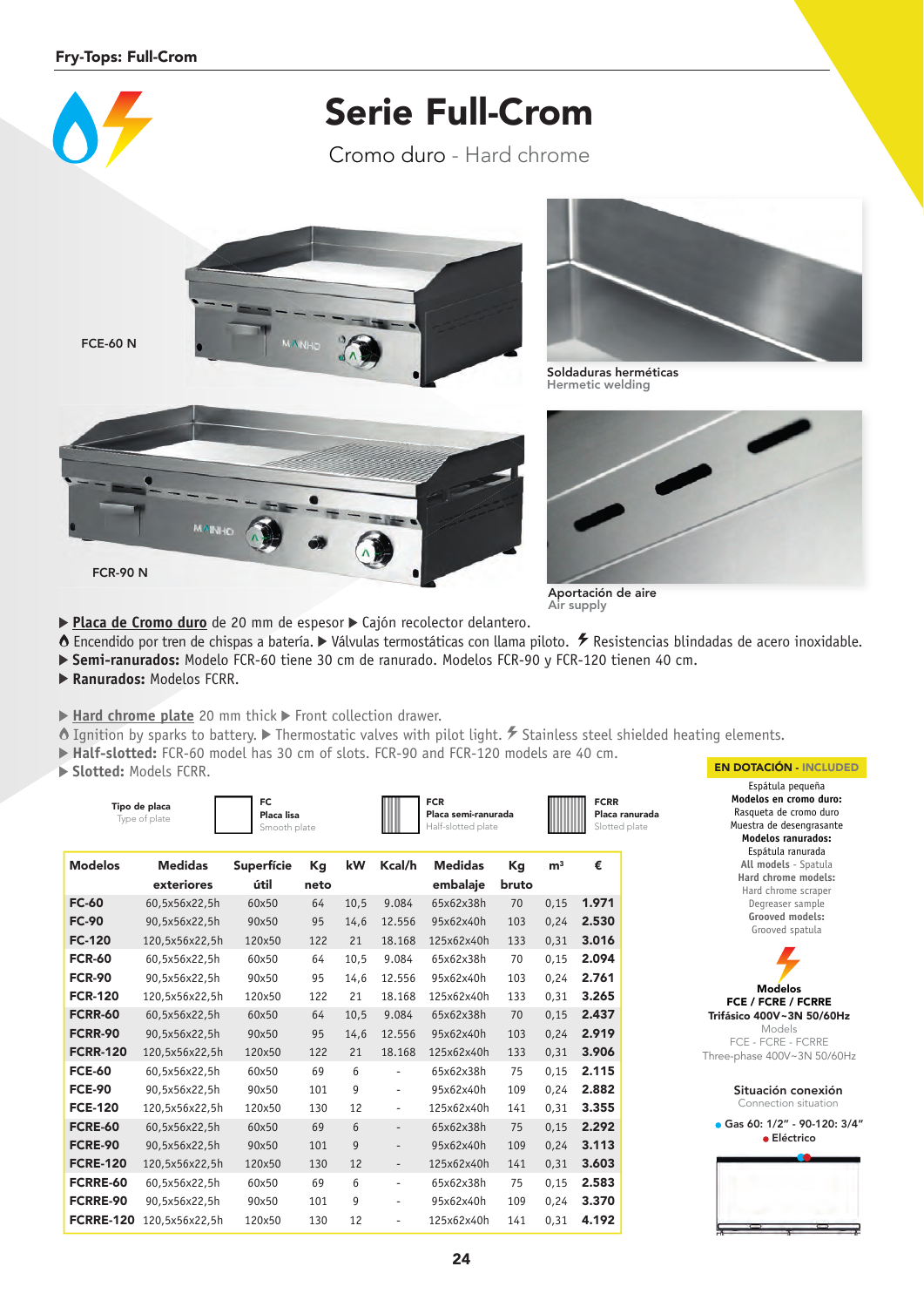# Serie Full-Crom

Cromo duro - Hard chrome

FCE-60 N

FCR-90 N

Soldaduras herméticas
Hermetic welding

Aportación de aire
Air supply

▶ **Placa de Cromo duro** de 20 mm de espesor ▶ Cajón recolector delantero.
Encendido por tren de chispas a batería. ▶ Válvulas termostáticas con llama piloto. Resistencias blindadas de acero inoxidable.
▶ **Semi-ranurados:** Modelo FCR-60 tiene 30 cm de ranurado. Modelos FCR-90 y FCR-120 tienen 40 cm.
▶ **Ranurados:** Modelos FCRR.

▶ **Hard chrome plate** 20 mm thick ▶ Front collection drawer.
Ignition by sparks to battery. ▶ Thermostatic valves with pilot light. Stainless steel shielded heating elements.
▶ **Half-slotted:** FCR-60 model has 30 cm of slots. FCR-90 and FCR-120 models are 40 cm.
▶ **Slotted:** Models FCRR.

**Tipo de placa** / Type of plate

- **FC** Placa lisa / Smooth plate
- **FCR** Placa semi-ranurada / Half-slotted plate
- **FCRR** Placa ranurada / Slotted plate

| Modelos | Medidas exteriores | Superficie útil | Kg neto | kW | Kcal/h | Medidas embalaje | Kg bruto | m³ | € |
|---|---|---|---|---|---|---|---|---|---|
| **FC-60** | 60,5x56x22,5h | 60x50 | 64 | 10,5 | 9.084 | 65x62x38h | 70 | 0,15 | **1.971** |
| **FC-90** | 90,5x56x22,5h | 90x50 | 95 | 14,6 | 12.556 | 95x62x40h | 103 | 0,24 | **2.530** |
| **FC-120** | 120,5x56x22,5h | 120x50 | 122 | 21 | 18.168 | 125x62x40h | 133 | 0,31 | **3.016** |
| **FCR-60** | 60,5x56x22,5h | 60x50 | 64 | 10,5 | 9.084 | 65x62x38h | 70 | 0,15 | **2.094** |
| **FCR-90** | 90,5x56x22,5h | 90x50 | 95 | 14,6 | 12.556 | 95x62x40h | 103 | 0,24 | **2.761** |
| **FCR-120** | 120,5x56x22,5h | 120x50 | 122 | 21 | 18.168 | 125x62x40h | 133 | 0,31 | **3.265** |
| **FCRR-60** | 60,5x56x22,5h | 60x50 | 64 | 10,5 | 9.084 | 65x62x38h | 70 | 0,15 | **2.437** |
| **FCRR-90** | 90,5x56x22,5h | 90x50 | 95 | 14,6 | 12.556 | 95x62x40h | 103 | 0,24 | **2.919** |
| **FCRR-120** | 120,5x56x22,5h | 120x50 | 122 | 21 | 18.168 | 125x62x40h | 133 | 0,31 | **3.906** |
| **FCE-60** | 60,5x56x22,5h | 60x50 | 69 | 6 | - | 65x62x38h | 75 | 0,15 | **2.115** |
| **FCE-90** | 90,5x56x22,5h | 90x50 | 101 | 9 | - | 95x62x40h | 109 | 0,24 | **2.882** |
| **FCE-120** | 120,5x56x22,5h | 120x50 | 130 | 12 | - | 125x62x40h | 141 | 0,31 | **3.355** |
| **FCRE-60** | 60,5x56x22,5h | 60x50 | 69 | 6 | - | 65x62x38h | 75 | 0,15 | **2.292** |
| **FCRE-90** | 90,5x56x22,5h | 90x50 | 101 | 9 | - | 95x62x40h | 109 | 0,24 | **3.113** |
| **FCRE-120** | 120,5x56x22,5h | 120x50 | 130 | 12 | - | 125x62x40h | 141 | 0,31 | **3.603** |
| **FCRRE-60** | 60,5x56x22,5h | 60x50 | 69 | 6 | - | 65x62x38h | 75 | 0,15 | **2.583** |
| **FCRRE-90** | 90,5x56x22,5h | 90x50 | 101 | 9 | - | 95x62x40h | 109 | 0,24 | **3.370** |
| **FCRRE-120** | 120,5x56x22,5h | 120x50 | 130 | 12 | - | 125x62x40h | 141 | 0,31 | **4.192** |

**EN DOTACIÓN - INCLUDED**

Espátula pequeña
**Modelos en cromo duro:**
Rasqueta de cromo duro
Muestra de desengrasante
**Modelos ranurados:**
Espátula ranurada
**All models** - Spatula
**Hard chrome models:**
Hard chrome scraper
Degreaser sample
**Grooved models:**
Grooved spatula

**Modelos FCE / FCRE / FCRRE**
**Trifásico 400V~3N 50/60Hz**
Models FCE - FCRE - FCRRE
Three-phase 400V~3N 50/60Hz

**Situación conexión**
Connection situation

- Gas 60: 1/2" - 90-120: 3/4"
- Eléctrico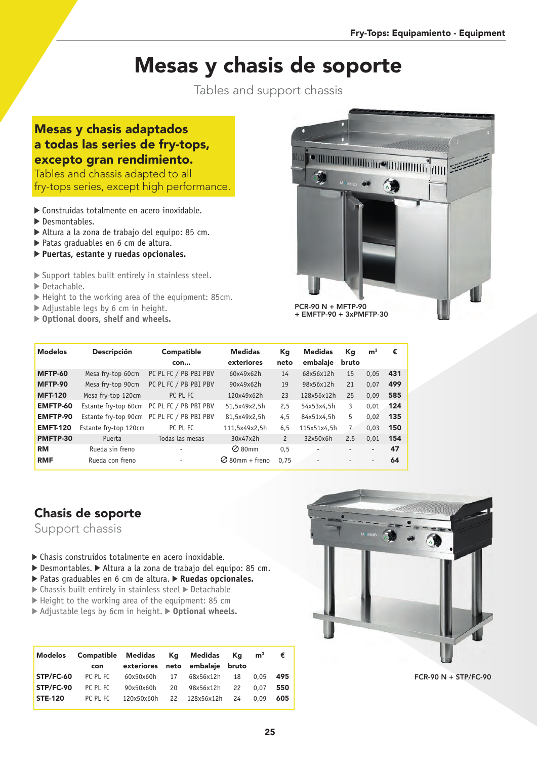# Mesas y chasis de soporte

Tables and support chassis

## Mesas y chasis adaptados a todas las series de fry-tops, excepto gran rendimiento.

Tables and chassis adapted to all fry-tops series, except high performance.

- Construidas totalmente en acero inoxidable.
- Desmontables.
- Altura a la zona de trabajo del equipo: 85 cm.
- Patas graduables en 6 cm de altura.
- **Puertas, estante y ruedas opcionales.**

- Support tables built entirely in stainless steel.
- Detachable.
- Height to the working area of the equipment: 85cm.
- Adjustable legs by 6 cm in height.
- **Optional doors, shelf and wheels.**

PCR-90 N + MFTP-90 + EMFTP-90 + 3xPMFTP-30

| Modelos | Descripción | Compatible con... | Medidas exteriores | Kg neto | Medidas embalaje | Kg bruto | m³ | € |
|---|---|---|---|---|---|---|---|---|
| **MFTP-60** | Mesa fry-top 60cm | PC PL FC / PB PBI PBV | 60x49x62h | 14 | 68x56x12h | 15 | 0,05 | **431** |
| **MFTP-90** | Mesa fry-top 90cm | PC PL FC / PB PBI PBV | 90x49x62h | 19 | 98x56x12h | 21 | 0,07 | **499** |
| **MFT-120** | Mesa fry-top 120cm | PC PL FC | 120x49x62h | 23 | 128x56x12h | 25 | 0,09 | **585** |
| **EMFTP-60** | Estante fry-top 60cm | PC PL FC / PB PBI PBV | 51,5x49x2,5h | 2,5 | 54x53x4,5h | 3 | 0,01 | **124** |
| **EMFTP-90** | Estante fry-top 90cm | PC PL FC / PB PBI PBV | 81,5x49x2,5h | 4,5 | 84x51x4,5h | 5 | 0,02 | **135** |
| **EMFT-120** | Estante fry-top 120cm | PC PL FC | 111,5x49x2,5h | 6,5 | 115x51x4,5h | 7 | 0,03 | **150** |
| **PMFTP-30** | Puerta | Todas las mesas | 30x47x2h | 2 | 32x50x6h | 2,5 | 0,01 | **154** |
| **RM** | Rueda sin freno | - | ∅ 80mm | 0,5 | - | - | - | **47** |
| **RMF** | Rueda con freno | - | ∅ 80mm + freno | 0,75 | - | - | - | **64** |

## Chasis de soporte

Support chassis

- Chasis construidos totalmente en acero inoxidable.
- Desmontables. ▶ Altura a la zona de trabajo del equipo: 85 cm.
- Patas graduables en 6 cm de altura. ▶ **Ruedas opcionales.**
- Chassis built entirely in stainless steel ▶ Detachable
- Height to the working area of the equipment: 85 cm
- Adjustable legs by 6cm in height. ▶ **Optional wheels.**

| Modelos | Compatible con | Medidas exteriores | Kg neto | Medidas embalaje | Kg bruto | m³ | € |
|---|---|---|---|---|---|---|---|
| **STP/FC-60** | PC PL FC | 60x50x60h | 17 | 68x56x12h | 18 | 0,05 | **495** |
| **STP/FC-90** | PC PL FC | 90x50x60h | 20 | 98x56x12h | 22 | 0,07 | **550** |
| **STE-120** | PC PL FC | 120x50x60h | 22 | 128x56x12h | 24 | 0,09 | **605** |

FCR-90 N + STP/FC-90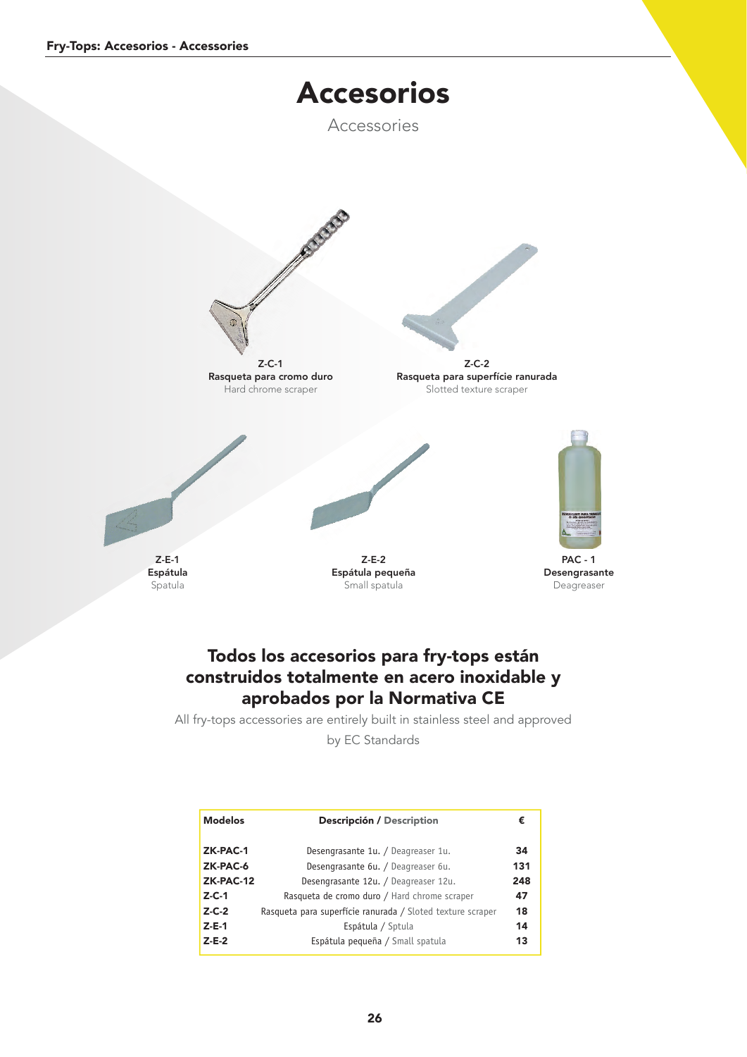# Accesorios

Accessories

**Z-C-1**
**Rasqueta para cromo duro**
Hard chrome scraper

**Z-C-2**
**Rasqueta para superfície ranurada**
Slotted texture scraper

**Z-E-1**
**Espátula**
Spatula

**Z-E-2**
**Espátula pequeña**
Small spatula

**PAC - 1**
**Desengrasante**
Deagreaser

## Todos los accesorios para fry-tops están construidos totalmente en acero inoxidable y aprobados por la Normativa CE

All fry-tops accessories are entirely built in stainless steel and approved by EC Standards

| Modelos | Descripción / Description | € |
|---|---|---|
| ZK-PAC-1 | Desengrasante 1u. / Deagreaser 1u. | 34 |
| ZK-PAC-6 | Desengrasante 6u. / Deagreaser 6u. | 131 |
| ZK-PAC-12 | Desengrasante 12u. / Deagreaser 12u. | 248 |
| Z-C-1 | Rasqueta de cromo duro / Hard chrome scraper | 47 |
| Z-C-2 | Rasqueta para superficie ranurada / Sloted texture scraper | 18 |
| Z-E-1 | Espátula / Sptula | 14 |
| Z-E-2 | Espátula pequeña / Small spatula | 13 |